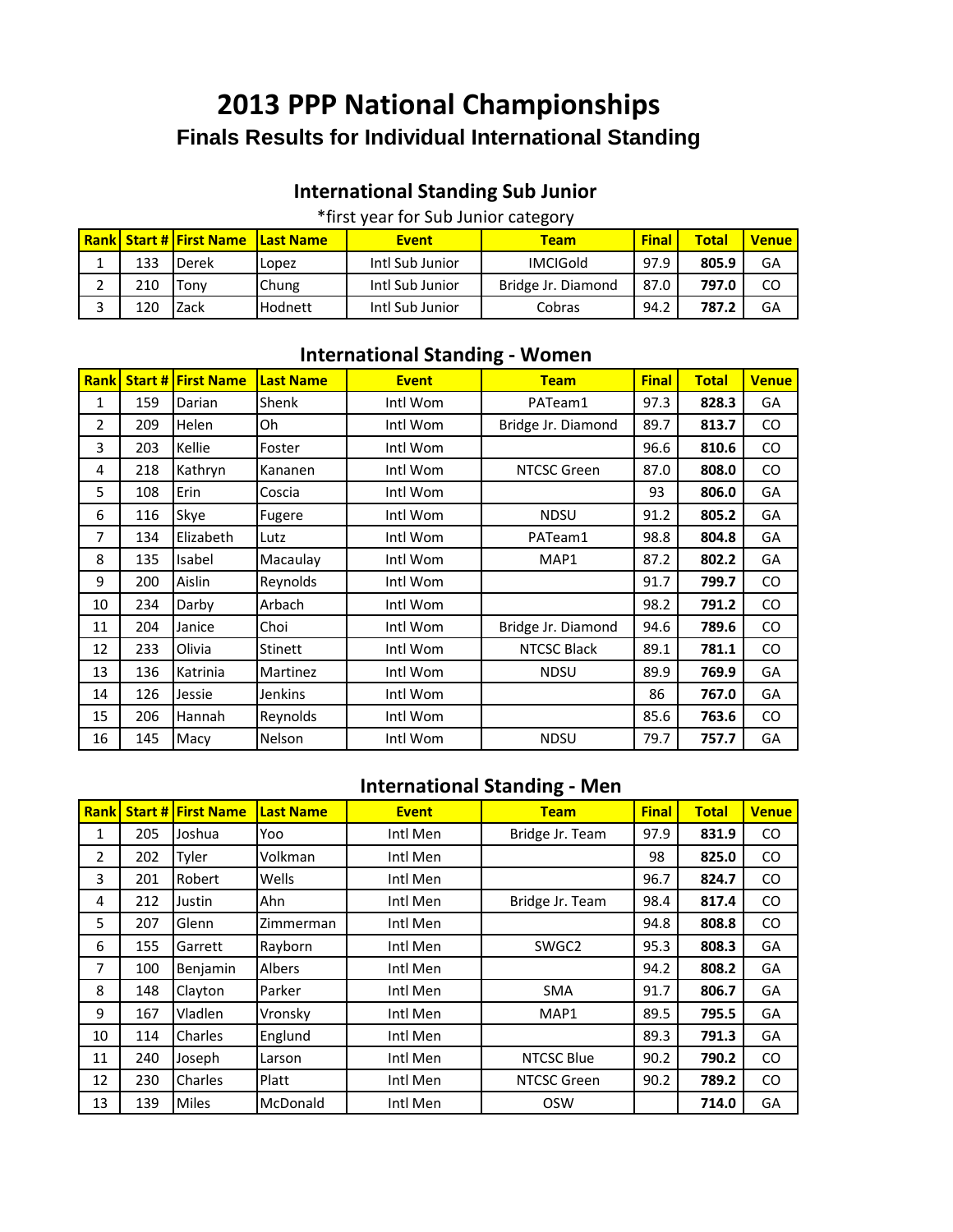# 2013 PPP National Championships

## Finals Results for Individual International Standing

### International Standing Sub Junior

*first year for Sub Junior category

| Rank | Start # | First Name | Last Name | Event | Team | Final | Total | Venue |
|---|---|---|---|---|---|---|---|---|
| 1 | 133 | Derek | Lopez | Intl Sub Junior | IMCIGold | 97.9 | **805.9** | GA |
| 2 | 210 | Tony | Chung | Intl Sub Junior | Bridge Jr. Diamond | 87.0 | **797.0** | CO |
| 3 | 120 | Zack | Hodnett | Intl Sub Junior | Cobras | 94.2 | **787.2** | GA |

### International Standing - Women

| Rank | Start # | First Name | Last Name | Event | Team | Final | Total | Venue |
|---|---|---|---|---|---|---|---|---|
| 1 | 159 | Darian | Shenk | Intl Wom | PATeam1 | 97.3 | **828.3** | GA |
| 2 | 209 | Helen | Oh | Intl Wom | Bridge Jr. Diamond | 89.7 | **813.7** | CO |
| 3 | 203 | Kellie | Foster | Intl Wom | | 96.6 | **810.6** | CO |
| 4 | 218 | Kathryn | Kananen | Intl Wom | NTCSC Green | 87.0 | **808.0** | CO |
| 5 | 108 | Erin | Coscia | Intl Wom | | 93 | **806.0** | GA |
| 6 | 116 | Skye | Fugere | Intl Wom | NDSU | 91.2 | **805.2** | GA |
| 7 | 134 | Elizabeth | Lutz | Intl Wom | PATeam1 | 98.8 | **804.8** | GA |
| 8 | 135 | Isabel | Macaulay | Intl Wom | MAP1 | 87.2 | **802.2** | GA |
| 9 | 200 | Aislin | Reynolds | Intl Wom | | 91.7 | **799.7** | CO |
| 10 | 234 | Darby | Arbach | Intl Wom | | 98.2 | **791.2** | CO |
| 11 | 204 | Janice | Choi | Intl Wom | Bridge Jr. Diamond | 94.6 | **789.6** | CO |
| 12 | 233 | Olivia | Stinett | Intl Wom | NTCSC Black | 89.1 | **781.1** | CO |
| 13 | 136 | Katrinia | Martinez | Intl Wom | NDSU | 89.9 | **769.9** | GA |
| 14 | 126 | Jessie | Jenkins | Intl Wom | | 86 | **767.0** | GA |
| 15 | 206 | Hannah | Reynolds | Intl Wom | | 85.6 | **763.6** | CO |
| 16 | 145 | Macy | Nelson | Intl Wom | NDSU | 79.7 | **757.7** | GA |

### International Standing - Men

| Rank | Start # | First Name | Last Name | Event | Team | Final | Total | Venue |
|---|---|---|---|---|---|---|---|---|
| 1 | 205 | Joshua | Yoo | Intl Men | Bridge Jr. Team | 97.9 | **831.9** | CO |
| 2 | 202 | Tyler | Volkman | Intl Men | | 98 | **825.0** | CO |
| 3 | 201 | Robert | Wells | Intl Men | | 96.7 | **824.7** | CO |
| 4 | 212 | Justin | Ahn | Intl Men | Bridge Jr. Team | 98.4 | **817.4** | CO |
| 5 | 207 | Glenn | Zimmerman | Intl Men | | 94.8 | **808.8** | CO |
| 6 | 155 | Garrett | Rayborn | Intl Men | SWGC2 | 95.3 | **808.3** | GA |
| 7 | 100 | Benjamin | Albers | Intl Men | | 94.2 | **808.2** | GA |
| 8 | 148 | Clayton | Parker | Intl Men | SMA | 91.7 | **806.7** | GA |
| 9 | 167 | Vladlen | Vronsky | Intl Men | MAP1 | 89.5 | **795.5** | GA |
| 10 | 114 | Charles | Englund | Intl Men | | 89.3 | **791.3** | GA |
| 11 | 240 | Joseph | Larson | Intl Men | NTCSC Blue | 90.2 | **790.2** | CO |
| 12 | 230 | Charles | Platt | Intl Men | NTCSC Green | 90.2 | **789.2** | CO |
| 13 | 139 | Miles | McDonald | Intl Men | OSW | | **714.0** | GA |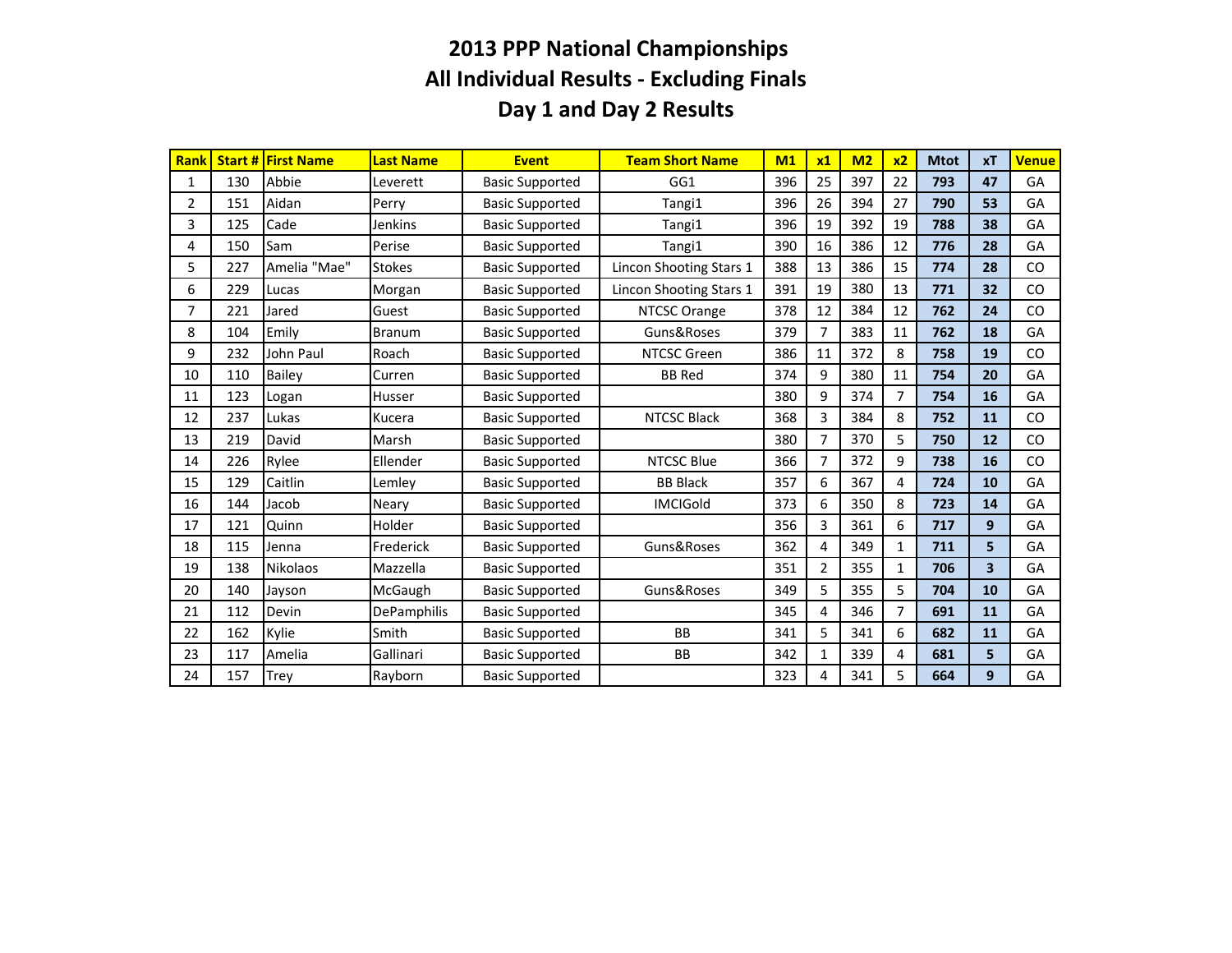# 2013 PPP National Championships
## All Individual Results - Excluding Finals
## Day 1 and Day 2 Results

| Rank | Start # | First Name | Last Name | Event | Team Short Name | M1 | x1 | M2 | x2 | Mtot | xT | Venue |
|---|---|---|---|---|---|---|---|---|---|---|---|---|
| 1 | 130 | Abbie | Leverett | Basic Supported | GG1 | 396 | 25 | 397 | 22 | **793** | **47** | GA |
| 2 | 151 | Aidan | Perry | Basic Supported | Tangi1 | 396 | 26 | 394 | 27 | **790** | **53** | GA |
| 3 | 125 | Cade | Jenkins | Basic Supported | Tangi1 | 396 | 19 | 392 | 19 | **788** | **38** | GA |
| 4 | 150 | Sam | Perise | Basic Supported | Tangi1 | 390 | 16 | 386 | 12 | **776** | **28** | GA |
| 5 | 227 | Amelia "Mae" | Stokes | Basic Supported | Lincon Shooting Stars 1 | 388 | 13 | 386 | 15 | **774** | **28** | CO |
| 6 | 229 | Lucas | Morgan | Basic Supported | Lincon Shooting Stars 1 | 391 | 19 | 380 | 13 | **771** | **32** | CO |
| 7 | 221 | Jared | Guest | Basic Supported | NTCSC Orange | 378 | 12 | 384 | 12 | **762** | **24** | CO |
| 8 | 104 | Emily | Branum | Basic Supported | Guns&Roses | 379 | 7 | 383 | 11 | **762** | **18** | GA |
| 9 | 232 | John Paul | Roach | Basic Supported | NTCSC Green | 386 | 11 | 372 | 8 | **758** | **19** | CO |
| 10 | 110 | Bailey | Curren | Basic Supported | BB Red | 374 | 9 | 380 | 11 | **754** | **20** | GA |
| 11 | 123 | Logan | Husser | Basic Supported | | 380 | 9 | 374 | 7 | **754** | **16** | GA |
| 12 | 237 | Lukas | Kucera | Basic Supported | NTCSC Black | 368 | 3 | 384 | 8 | **752** | **11** | CO |
| 13 | 219 | David | Marsh | Basic Supported | | 380 | 7 | 370 | 5 | **750** | **12** | CO |
| 14 | 226 | Rylee | Ellender | Basic Supported | NTCSC Blue | 366 | 7 | 372 | 9 | **738** | **16** | CO |
| 15 | 129 | Caitlin | Lemley | Basic Supported | BB Black | 357 | 6 | 367 | 4 | **724** | **10** | GA |
| 16 | 144 | Jacob | Neary | Basic Supported | IMCIGold | 373 | 6 | 350 | 8 | **723** | **14** | GA |
| 17 | 121 | Quinn | Holder | Basic Supported | | 356 | 3 | 361 | 6 | **717** | **9** | GA |
| 18 | 115 | Jenna | Frederick | Basic Supported | Guns&Roses | 362 | 4 | 349 | 1 | **711** | **5** | GA |
| 19 | 138 | Nikolaos | Mazzella | Basic Supported | | 351 | 2 | 355 | 1 | **706** | **3** | GA |
| 20 | 140 | Jayson | McGaugh | Basic Supported | Guns&Roses | 349 | 5 | 355 | 5 | **704** | **10** | GA |
| 21 | 112 | Devin | DePamphilis | Basic Supported | | 345 | 4 | 346 | 7 | **691** | **11** | GA |
| 22 | 162 | Kylie | Smith | Basic Supported | BB | 341 | 5 | 341 | 6 | **682** | **11** | GA |
| 23 | 117 | Amelia | Gallinari | Basic Supported | BB | 342 | 1 | 339 | 4 | **681** | **5** | GA |
| 24 | 157 | Trey | Rayborn | Basic Supported | | 323 | 4 | 341 | 5 | **664** | **9** | GA |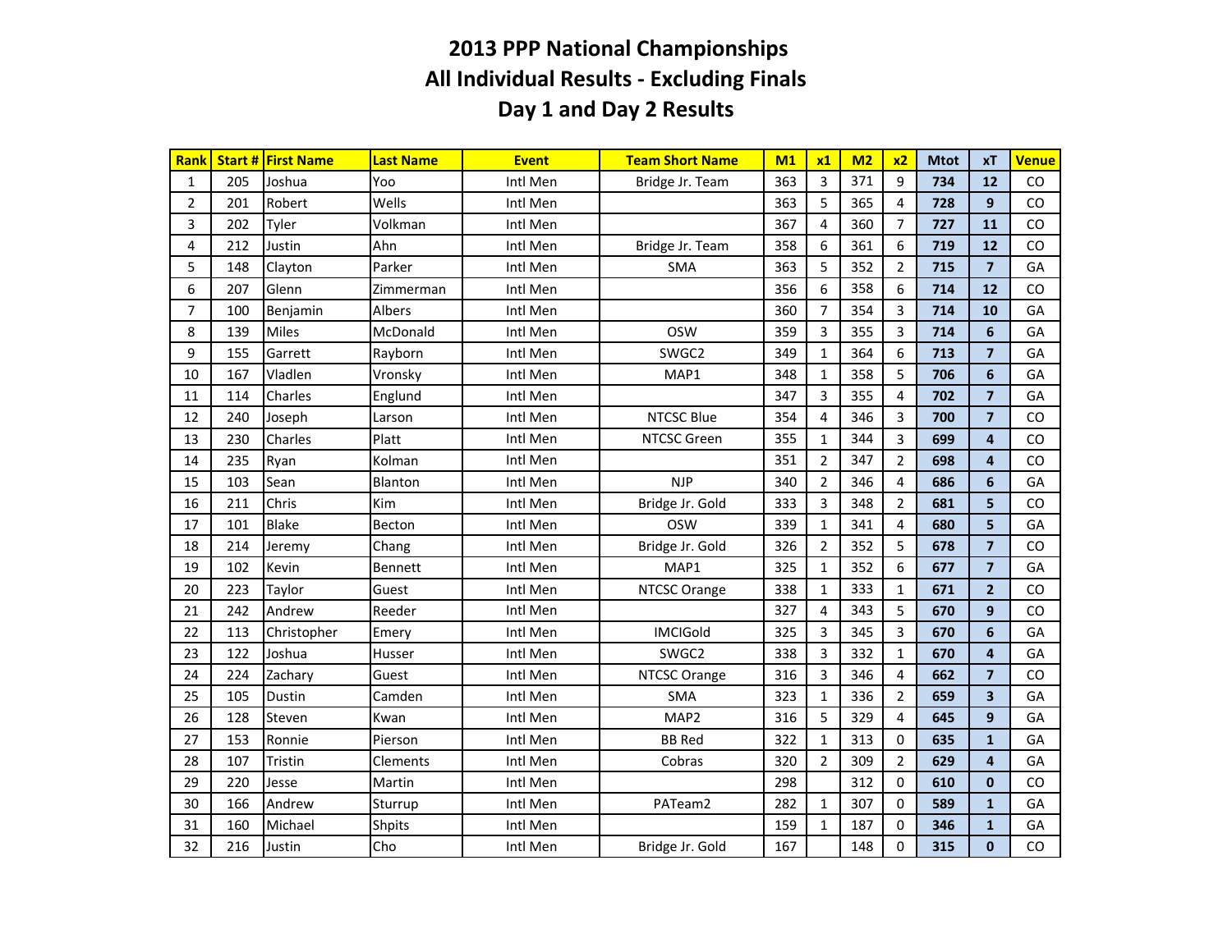# 2013 PPP National Championships
# All Individual Results - Excluding Finals
# Day 1 and Day 2 Results

| Rank | Start # | First Name | Last Name | Event | Team Short Name | M1 | x1 | M2 | x2 | Mtot | xT | Venue |
|---|---|---|---|---|---|---|---|---|---|---|---|---|
| 1 | 205 | Joshua | Yoo | Intl Men | Bridge Jr. Team | 363 | 3 | 371 | 9 | **734** | **12** | CO |
| 2 | 201 | Robert | Wells | Intl Men | | 363 | 5 | 365 | 4 | **728** | **9** | CO |
| 3 | 202 | Tyler | Volkman | Intl Men | | 367 | 4 | 360 | 7 | **727** | **11** | CO |
| 4 | 212 | Justin | Ahn | Intl Men | Bridge Jr. Team | 358 | 6 | 361 | 6 | **719** | **12** | CO |
| 5 | 148 | Clayton | Parker | Intl Men | SMA | 363 | 5 | 352 | 2 | **715** | **7** | GA |
| 6 | 207 | Glenn | Zimmerman | Intl Men | | 356 | 6 | 358 | 6 | **714** | **12** | CO |
| 7 | 100 | Benjamin | Albers | Intl Men | | 360 | 7 | 354 | 3 | **714** | **10** | GA |
| 8 | 139 | Miles | McDonald | Intl Men | OSW | 359 | 3 | 355 | 3 | **714** | **6** | GA |
| 9 | 155 | Garrett | Rayborn | Intl Men | SWGC2 | 349 | 1 | 364 | 6 | **713** | **7** | GA |
| 10 | 167 | Vladlen | Vronsky | Intl Men | MAP1 | 348 | 1 | 358 | 5 | **706** | **6** | GA |
| 11 | 114 | Charles | Englund | Intl Men | | 347 | 3 | 355 | 4 | **702** | **7** | GA |
| 12 | 240 | Joseph | Larson | Intl Men | NTCSC Blue | 354 | 4 | 346 | 3 | **700** | **7** | CO |
| 13 | 230 | Charles | Platt | Intl Men | NTCSC Green | 355 | 1 | 344 | 3 | **699** | **4** | CO |
| 14 | 235 | Ryan | Kolman | Intl Men | | 351 | 2 | 347 | 2 | **698** | **4** | CO |
| 15 | 103 | Sean | Blanton | Intl Men | NJP | 340 | 2 | 346 | 4 | **686** | **6** | GA |
| 16 | 211 | Chris | Kim | Intl Men | Bridge Jr. Gold | 333 | 3 | 348 | 2 | **681** | **5** | CO |
| 17 | 101 | Blake | Becton | Intl Men | OSW | 339 | 1 | 341 | 4 | **680** | **5** | GA |
| 18 | 214 | Jeremy | Chang | Intl Men | Bridge Jr. Gold | 326 | 2 | 352 | 5 | **678** | **7** | CO |
| 19 | 102 | Kevin | Bennett | Intl Men | MAP1 | 325 | 1 | 352 | 6 | **677** | **7** | GA |
| 20 | 223 | Taylor | Guest | Intl Men | NTCSC Orange | 338 | 1 | 333 | 1 | **671** | **2** | CO |
| 21 | 242 | Andrew | Reeder | Intl Men | | 327 | 4 | 343 | 5 | **670** | **9** | CO |
| 22 | 113 | Christopher | Emery | Intl Men | IMCIGold | 325 | 3 | 345 | 3 | **670** | **6** | GA |
| 23 | 122 | Joshua | Husser | Intl Men | SWGC2 | 338 | 3 | 332 | 1 | **670** | **4** | GA |
| 24 | 224 | Zachary | Guest | Intl Men | NTCSC Orange | 316 | 3 | 346 | 4 | **662** | **7** | CO |
| 25 | 105 | Dustin | Camden | Intl Men | SMA | 323 | 1 | 336 | 2 | **659** | **3** | GA |
| 26 | 128 | Steven | Kwan | Intl Men | MAP2 | 316 | 5 | 329 | 4 | **645** | **9** | GA |
| 27 | 153 | Ronnie | Pierson | Intl Men | BB Red | 322 | 1 | 313 | 0 | **635** | **1** | GA |
| 28 | 107 | Tristin | Clements | Intl Men | Cobras | 320 | 2 | 309 | 2 | **629** | **4** | GA |
| 29 | 220 | Jesse | Martin | Intl Men | | 298 | | 312 | 0 | **610** | **0** | CO |
| 30 | 166 | Andrew | Sturrup | Intl Men | PATeam2 | 282 | 1 | 307 | 0 | **589** | **1** | GA |
| 31 | 160 | Michael | Shpits | Intl Men | | 159 | 1 | 187 | 0 | **346** | **1** | GA |
| 32 | 216 | Justin | Cho | Intl Men | Bridge Jr. Gold | 167 | | 148 | 0 | **315** | **0** | CO |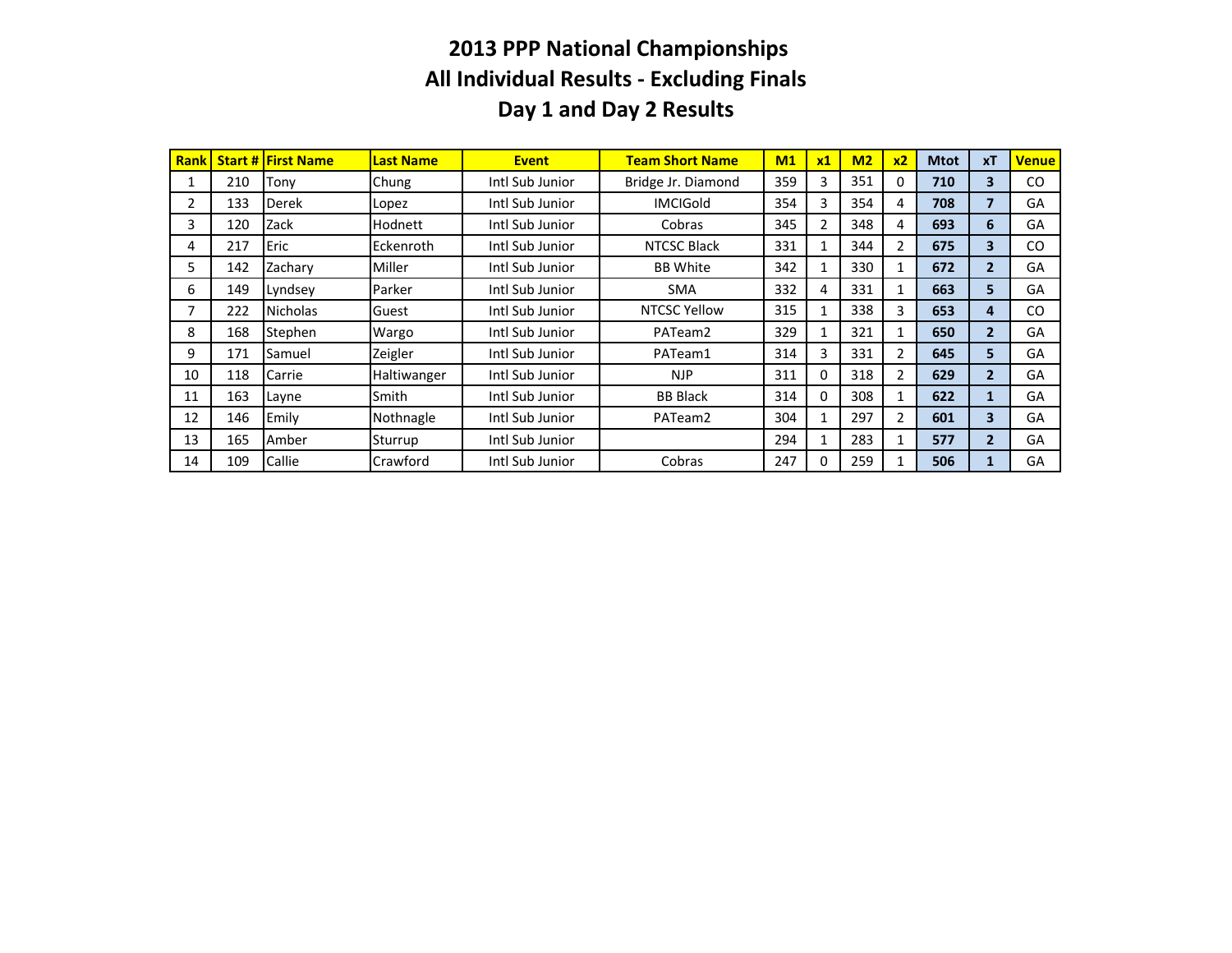# 2013 PPP National Championships
# All Individual Results - Excluding Finals
# Day 1 and Day 2 Results

| Rank | Start # | First Name | Last Name | Event | Team Short Name | M1 | x1 | M2 | x2 | Mtot | xT | Venue |
|---|---|---|---|---|---|---|---|---|---|---|---|---|
| 1 | 210 | Tony | Chung | Intl Sub Junior | Bridge Jr. Diamond | 359 | 3 | 351 | 0 | **710** | **3** | CO |
| 2 | 133 | Derek | Lopez | Intl Sub Junior | IMCIGold | 354 | 3 | 354 | 4 | **708** | **7** | GA |
| 3 | 120 | Zack | Hodnett | Intl Sub Junior | Cobras | 345 | 2 | 348 | 4 | **693** | **6** | GA |
| 4 | 217 | Eric | Eckenroth | Intl Sub Junior | NTCSC Black | 331 | 1 | 344 | 2 | **675** | **3** | CO |
| 5 | 142 | Zachary | Miller | Intl Sub Junior | BB White | 342 | 1 | 330 | 1 | **672** | **2** | GA |
| 6 | 149 | Lyndsey | Parker | Intl Sub Junior | SMA | 332 | 4 | 331 | 1 | **663** | **5** | GA |
| 7 | 222 | Nicholas | Guest | Intl Sub Junior | NTCSC Yellow | 315 | 1 | 338 | 3 | **653** | **4** | CO |
| 8 | 168 | Stephen | Wargo | Intl Sub Junior | PATeam2 | 329 | 1 | 321 | 1 | **650** | **2** | GA |
| 9 | 171 | Samuel | Zeigler | Intl Sub Junior | PATeam1 | 314 | 3 | 331 | 2 | **645** | **5** | GA |
| 10 | 118 | Carrie | Haltiwanger | Intl Sub Junior | NJP | 311 | 0 | 318 | 2 | **629** | **2** | GA |
| 11 | 163 | Layne | Smith | Intl Sub Junior | BB Black | 314 | 0 | 308 | 1 | **622** | **1** | GA |
| 12 | 146 | Emily | Nothnagle | Intl Sub Junior | PATeam2 | 304 | 1 | 297 | 2 | **601** | **3** | GA |
| 13 | 165 | Amber | Sturrup | Intl Sub Junior | | 294 | 1 | 283 | 1 | **577** | **2** | GA |
| 14 | 109 | Callie | Crawford | Intl Sub Junior | Cobras | 247 | 0 | 259 | 1 | **506** | **1** | GA |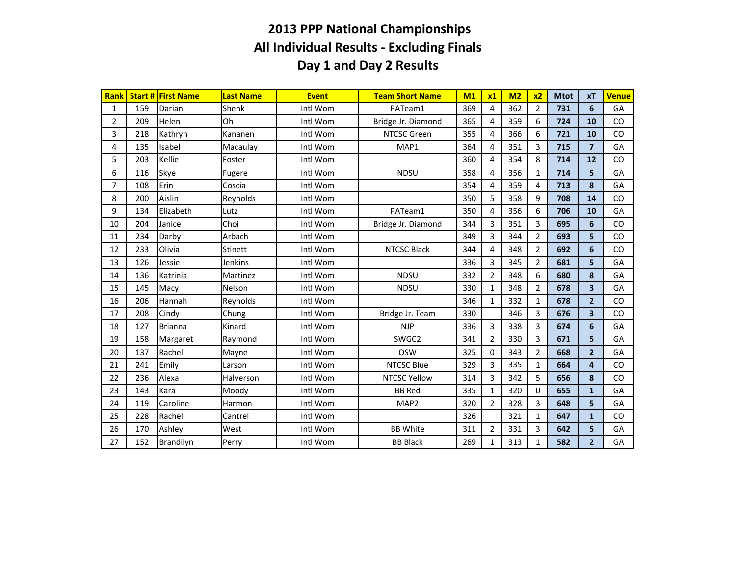# 2013 PPP National Championships
## All Individual Results - Excluding Finals
## Day 1 and Day 2 Results

| Rank | Start # | First Name | Last Name | Event | Team Short Name | M1 | x1 | M2 | x2 | Mtot | xT | Venue |
|---|---|---|---|---|---|---|---|---|---|---|---|---|
| 1 | 159 | Darian | Shenk | Intl Wom | PATeam1 | 369 | 4 | 362 | 2 | **731** | **6** | GA |
| 2 | 209 | Helen | Oh | Intl Wom | Bridge Jr. Diamond | 365 | 4 | 359 | 6 | **724** | **10** | CO |
| 3 | 218 | Kathryn | Kananen | Intl Wom | NTCSC Green | 355 | 4 | 366 | 6 | **721** | **10** | CO |
| 4 | 135 | Isabel | Macaulay | Intl Wom | MAP1 | 364 | 4 | 351 | 3 | **715** | **7** | GA |
| 5 | 203 | Kellie | Foster | Intl Wom | | 360 | 4 | 354 | 8 | **714** | **12** | CO |
| 6 | 116 | Skye | Fugere | Intl Wom | NDSU | 358 | 4 | 356 | 1 | **714** | **5** | GA |
| 7 | 108 | Erin | Coscia | Intl Wom | | 354 | 4 | 359 | 4 | **713** | **8** | GA |
| 8 | 200 | Aislin | Reynolds | Intl Wom | | 350 | 5 | 358 | 9 | **708** | **14** | CO |
| 9 | 134 | Elizabeth | Lutz | Intl Wom | PATeam1 | 350 | 4 | 356 | 6 | **706** | **10** | GA |
| 10 | 204 | Janice | Choi | Intl Wom | Bridge Jr. Diamond | 344 | 3 | 351 | 3 | **695** | **6** | CO |
| 11 | 234 | Darby | Arbach | Intl Wom | | 349 | 3 | 344 | 2 | **693** | **5** | CO |
| 12 | 233 | Olivia | Stinett | Intl Wom | NTCSC Black | 344 | 4 | 348 | 2 | **692** | **6** | CO |
| 13 | 126 | Jessie | Jenkins | Intl Wom | | 336 | 3 | 345 | 2 | **681** | **5** | GA |
| 14 | 136 | Katrinia | Martinez | Intl Wom | NDSU | 332 | 2 | 348 | 6 | **680** | **8** | GA |
| 15 | 145 | Macy | Nelson | Intl Wom | NDSU | 330 | 1 | 348 | 2 | **678** | **3** | GA |
| 16 | 206 | Hannah | Reynolds | Intl Wom | | 346 | 1 | 332 | 1 | **678** | **2** | CO |
| 17 | 208 | Cindy | Chung | Intl Wom | Bridge Jr. Team | 330 | | 346 | 3 | **676** | **3** | CO |
| 18 | 127 | Brianna | Kinard | Intl Wom | NJP | 336 | 3 | 338 | 3 | **674** | **6** | GA |
| 19 | 158 | Margaret | Raymond | Intl Wom | SWGC2 | 341 | 2 | 330 | 3 | **671** | **5** | GA |
| 20 | 137 | Rachel | Mayne | Intl Wom | OSW | 325 | 0 | 343 | 2 | **668** | **2** | GA |
| 21 | 241 | Emily | Larson | Intl Wom | NTCSC Blue | 329 | 3 | 335 | 1 | **664** | **4** | CO |
| 22 | 236 | Alexa | Halverson | Intl Wom | NTCSC Yellow | 314 | 3 | 342 | 5 | **656** | **8** | CO |
| 23 | 143 | Kara | Moody | Intl Wom | BB Red | 335 | 1 | 320 | 0 | **655** | **1** | GA |
| 24 | 119 | Caroline | Harmon | Intl Wom | MAP2 | 320 | 2 | 328 | 3 | **648** | **5** | GA |
| 25 | 228 | Rachel | Cantrel | Intl Wom | | 326 | | 321 | 1 | **647** | **1** | CO |
| 26 | 170 | Ashley | West | Intl Wom | BB White | 311 | 2 | 331 | 3 | **642** | **5** | GA |
| 27 | 152 | Brandilyn | Perry | Intl Wom | BB Black | 269 | 1 | 313 | 1 | **582** | **2** | GA |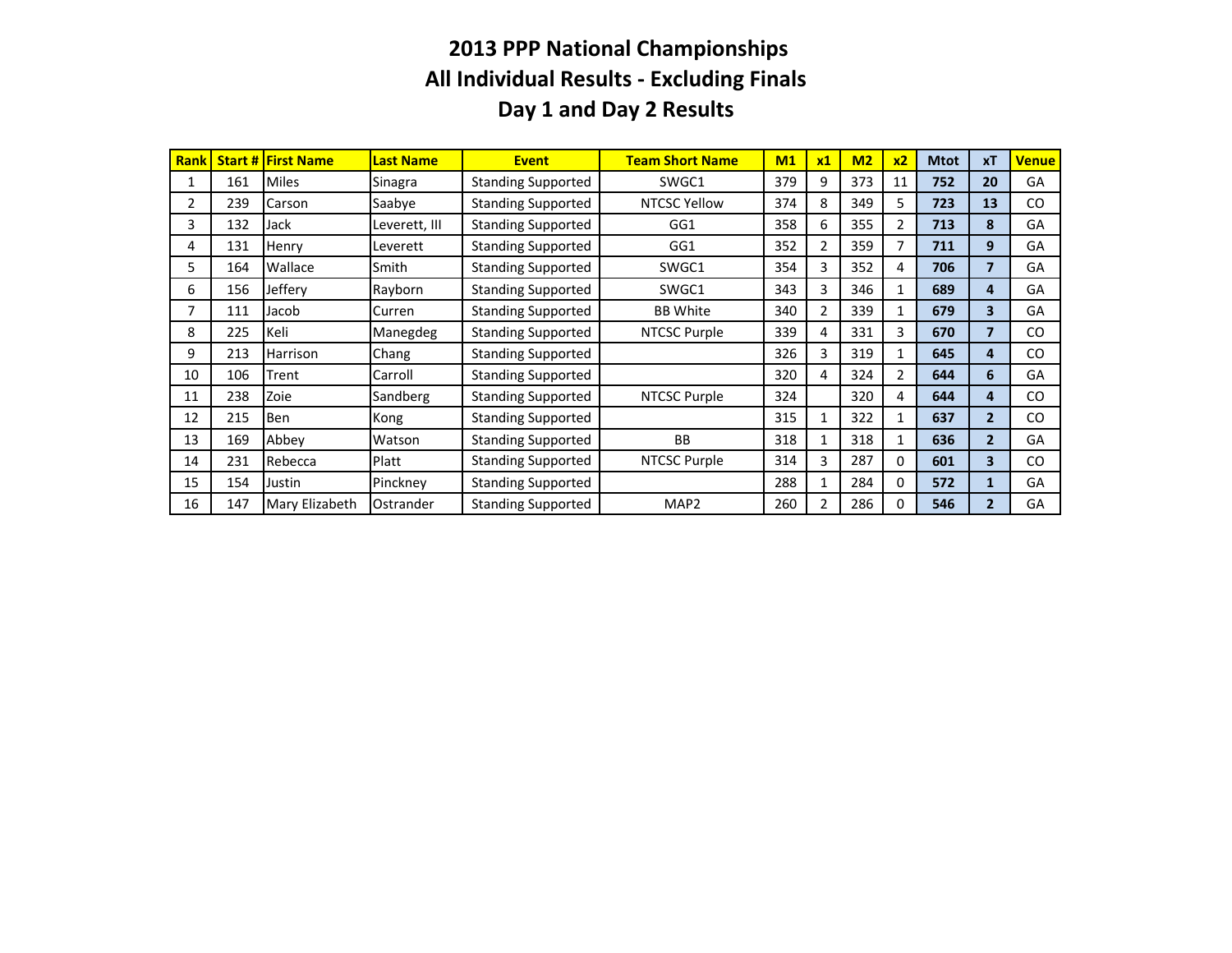# 2013 PPP National Championships
## All Individual Results - Excluding Finals
## Day 1 and Day 2 Results

| Rank | Start # | First Name | Last Name | Event | Team Short Name | M1 | x1 | M2 | x2 | Mtot | xT | Venue |
|---|---|---|---|---|---|---|---|---|---|---|---|---|
| 1 | 161 | Miles | Sinagra | Standing Supported | SWGC1 | 379 | 9 | 373 | 11 | **752** | **20** | GA |
| 2 | 239 | Carson | Saabye | Standing Supported | NTCSC Yellow | 374 | 8 | 349 | 5 | **723** | **13** | CO |
| 3 | 132 | Jack | Leverett, III | Standing Supported | GG1 | 358 | 6 | 355 | 2 | **713** | **8** | GA |
| 4 | 131 | Henry | Leverett | Standing Supported | GG1 | 352 | 2 | 359 | 7 | **711** | **9** | GA |
| 5 | 164 | Wallace | Smith | Standing Supported | SWGC1 | 354 | 3 | 352 | 4 | **706** | **7** | GA |
| 6 | 156 | Jeffery | Rayborn | Standing Supported | SWGC1 | 343 | 3 | 346 | 1 | **689** | **4** | GA |
| 7 | 111 | Jacob | Curren | Standing Supported | BB White | 340 | 2 | 339 | 1 | **679** | **3** | GA |
| 8 | 225 | Keli | Manegdeg | Standing Supported | NTCSC Purple | 339 | 4 | 331 | 3 | **670** | **7** | CO |
| 9 | 213 | Harrison | Chang | Standing Supported | | 326 | 3 | 319 | 1 | **645** | **4** | CO |
| 10 | 106 | Trent | Carroll | Standing Supported | | 320 | 4 | 324 | 2 | **644** | **6** | GA |
| 11 | 238 | Zoie | Sandberg | Standing Supported | NTCSC Purple | 324 | | 320 | 4 | **644** | **4** | CO |
| 12 | 215 | Ben | Kong | Standing Supported | | 315 | 1 | 322 | 1 | **637** | **2** | CO |
| 13 | 169 | Abbey | Watson | Standing Supported | BB | 318 | 1 | 318 | 1 | **636** | **2** | GA |
| 14 | 231 | Rebecca | Platt | Standing Supported | NTCSC Purple | 314 | 3 | 287 | 0 | **601** | **3** | CO |
| 15 | 154 | Justin | Pinckney | Standing Supported | | 288 | 1 | 284 | 0 | **572** | **1** | GA |
| 16 | 147 | Mary Elizabeth | Ostrander | Standing Supported | MAP2 | 260 | 2 | 286 | 0 | **546** | **2** | GA |